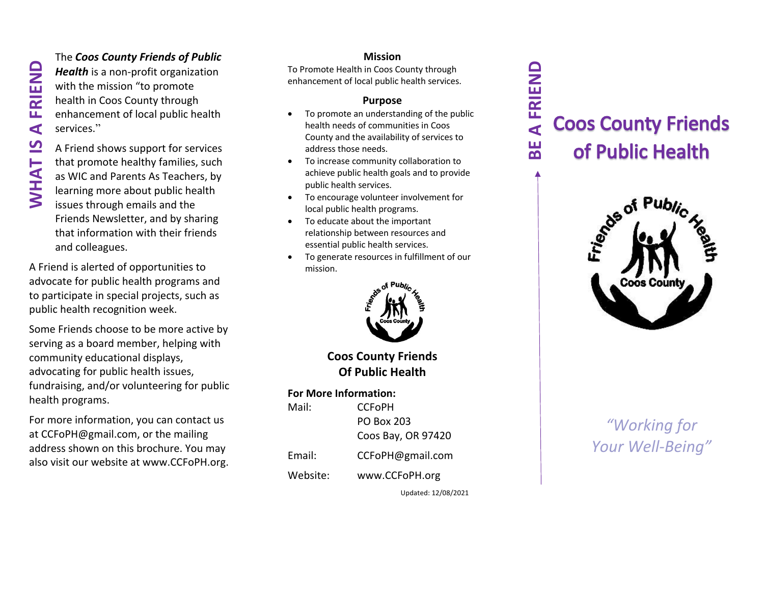## WHAT IS A FRIEND

The ***Coos County Friends of Public Health*** is a non-profit organization with the mission "to promote health in Coos County through enhancement of local public health services."

A Friend shows support for services that promote healthy families, such as WIC and Parents As Teachers, by learning more about public health issues through emails and the Friends Newsletter, and by sharing that information with their friends and colleagues.

A Friend is alerted of opportunities to advocate for public health programs and to participate in special projects, such as public health recognition week.

Some Friends choose to be more active by serving as a board member, helping with community educational displays, advocating for public health issues, fundraising, and/or volunteering for public health programs.

For more information, you can contact us at CCFoPH@gmail.com, or the mailing address shown on this brochure. You may also visit our website at www.CCFoPH.org.

### Mission

To Promote Health in Coos County through enhancement of local public health services.

### Purpose

- To promote an understanding of the public health needs of communities in Coos County and the availability of services to address those needs.
- To increase community collaboration to achieve public health goals and to provide public health services.
- To encourage volunteer involvement for local public health programs.
- To educate about the important relationship between resources and essential public health services.
- To generate resources in fulfillment of our mission.

**Coos County Friends Of Public Health**

**For More Information:**

| | |
|---|---|
| Mail: | CCFoPH<br>PO Box 203<br>Coos Bay, OR 97420 |
| Email: | CCFoPH@gmail.com |
| Website: | www.CCFoPH.org |

Updated: 12/08/2021

## BE A FRIEND

# Coos County Friends of Public Health

*"Working for Your Well-Being"*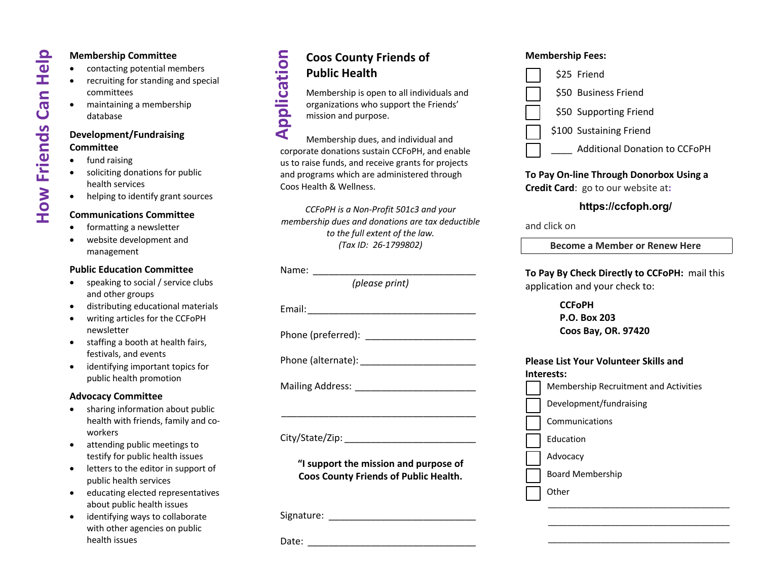## How Friends Can Help

**Membership Committee**

- contacting potential members
- recruiting for standing and special committees
- maintaining a membership database

**Development/Fundraising Committee**

- fund raising
- soliciting donations for public health services
- helping to identify grant sources

**Communications Committee**

- formatting a newsletter
- website development and management

**Public Education Committee**

- speaking to social / service clubs and other groups
- distributing educational materials
- writing articles for the CCFoPH newsletter
- staffing a booth at health fairs, festivals, and events
- identifying important topics for public health promotion

**Advocacy Committee**

- sharing information about public health with friends, family and co-workers
- attending public meetings to testify for public health issues
- letters to the editor in support of public health services
- educating elected representatives about public health issues
- identifying ways to collaborate with other agencies on public health issues

## Application

**Coos County Friends of Public Health**

Membership is open to all individuals and organizations who support the Friends' mission and purpose.

Membership dues, and individual and corporate donations sustain CCFoPH, and enable us to raise funds, and receive grants for projects and programs which are administered through Coos Health & Wellness.

*CCFoPH is a Non-Profit 501c3 and your membership dues and donations are tax deductible to the full extent of the law. (Tax ID: 26-1799802)*

Name: ________________________________
*(please print)*

Email: ________________________________

Phone (preferred): _____________________

Phone (alternate): ______________________

Mailing Address: _______________________

_____________________________________

City/State/Zip: _________________________

**"I support the mission and purpose of Coos County Friends of Public Health.**

Signature: ____________________________

Date: ________________________________

**Membership Fees:**

- ☐ $25 Friend
- ☐ $50 Business Friend
- ☐ $50 Supporting Friend
- ☐ $100 Sustaining Friend
- ☐ ____ Additional Donation to CCFoPH

**To Pay On-line Through Donorbox Using a Credit Card**: go to our website at:

**https://ccfoph.org/**

and click on

**Become a Member or Renew Here**

**To Pay By Check Directly to CCFoPH:** mail this application and your check to:

**CCFoPH**
**P.O. Box 203**
**Coos Bay, OR. 97420**

**Please List Your Volunteer Skills and Interests:**

- ☐ Membership Recruitment and Activities
- ☐ Development/fundraising
- ☐ Communications
- ☐ Education
- ☐ Advocacy
- ☐ Board Membership
- ☐ Other

_____________________________________

_____________________________________

_____________________________________